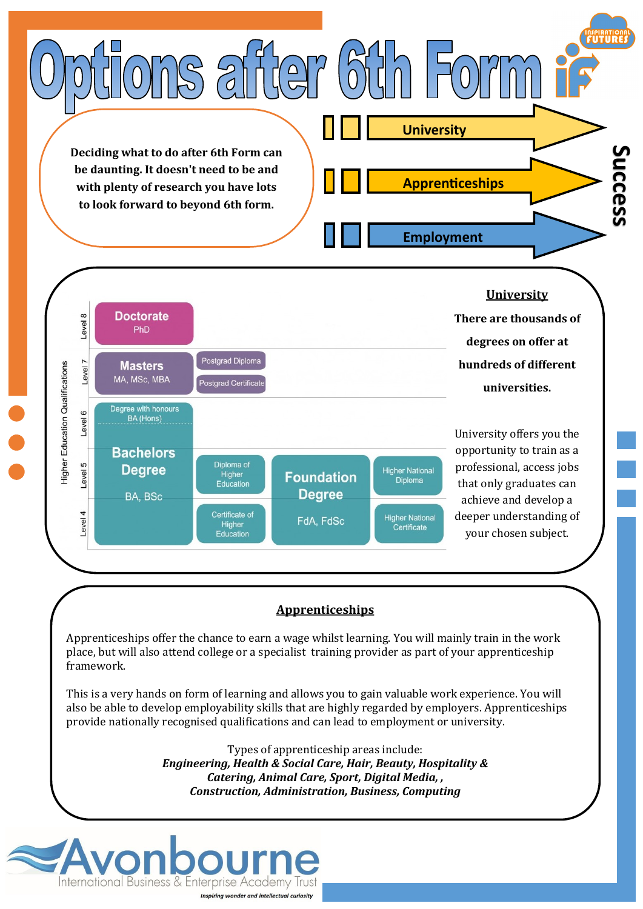# Options after 6th Form

Inspirational Futures

Deciding what to do after 6th Form can be daunting. It doesn't need to be and with plenty of research you have lots to look forward to beyond 6th form.

- University
- Apprenticeships
- Employment

Success

Higher Education Qualifications

| Level | Qualifications |
|---|---|
| Level 8 | Doctorate (PhD) |
| Level 7 | Masters (MA, MSc, MBA); Postgrad Diploma; Postgrad Certificate |
| Level 6 | Degree with honours BA (Hons); Bachelors Degree (BA, BSc) |
| Level 5 | Bachelors Degree (BA, BSc); Diploma of Higher Education; Foundation Degree (FdA, FdSc); Higher National Diploma |
| Level 4 | Bachelors Degree (BA, BSc); Certificate of Higher Education; Foundation Degree (FdA, FdSc); Higher National Certificate |

## University

**There are thousands of degrees on offer at hundreds of different universities.**

University offers you the opportunity to train as a professional, access jobs that only graduates can achieve and develop a deeper understanding of your chosen subject.

## Apprenticeships

Apprenticeships offer the chance to earn a wage whilst learning. You will mainly train in the work place, but will also attend college or a specialist training provider as part of your apprenticeship framework.

This is a very hands on form of learning and allows you to gain valuable work experience. You will also be able to develop employability skills that are highly regarded by employers. Apprenticeships provide nationally recognised qualifications and can lead to employment or university.

Types of apprenticeship areas include:
***Engineering, Health & Social Care, Hair, Beauty, Hospitality & Catering, Animal Care, Sport, Digital Media, , Construction, Administration, Business, Computing***

Avonbourne International Business & Enterprise Academy Trust

*Inspiring wonder and intellectual curiosity*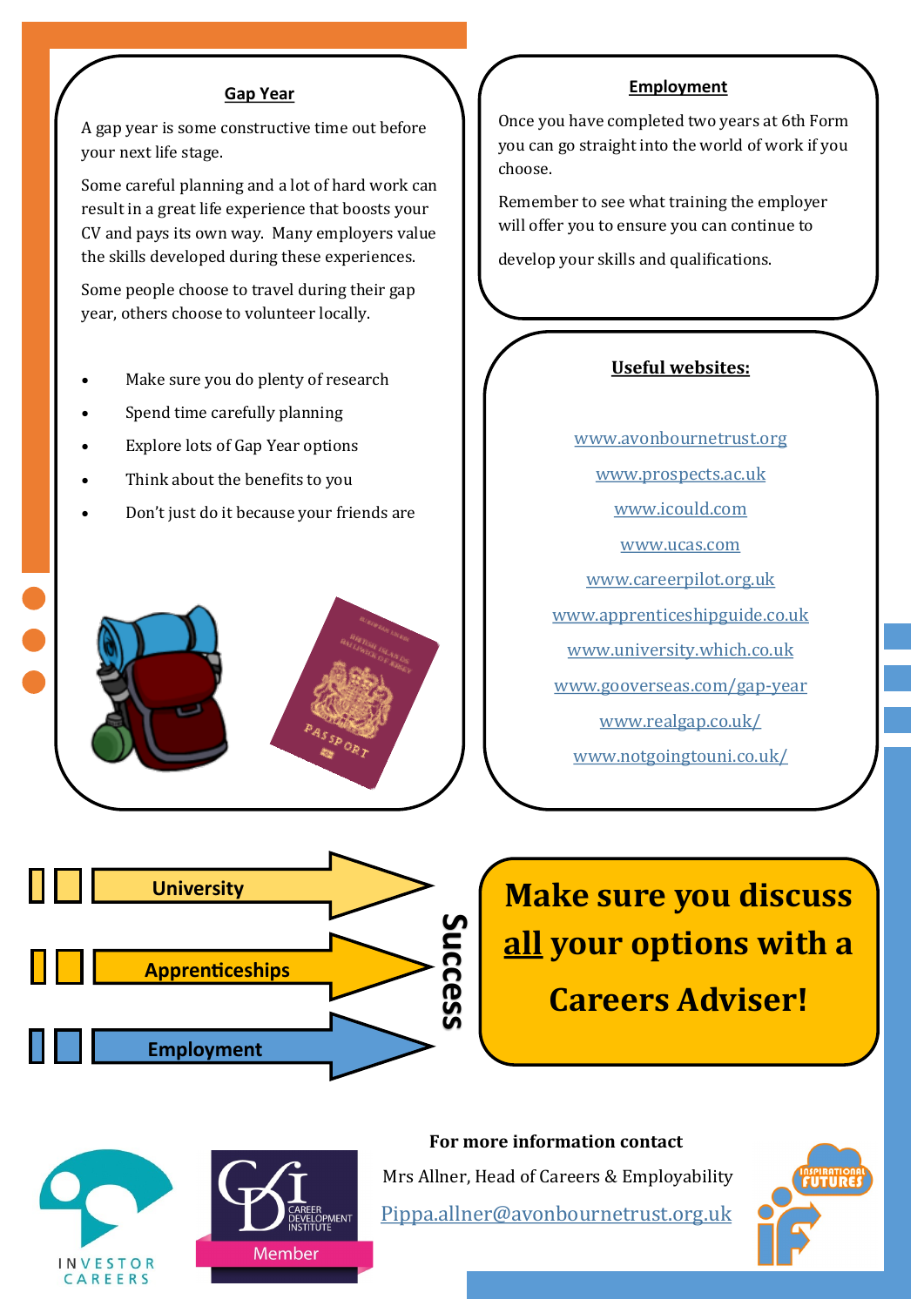## Gap Year

A gap year is some constructive time out before your next life stage.

Some careful planning and a lot of hard work can result in a great life experience that boosts your CV and pays its own way. Many employers value the skills developed during these experiences.

Some people choose to travel during their gap year, others choose to volunteer locally.

- Make sure you do plenty of research
- Spend time carefully planning
- Explore lots of Gap Year options
- Think about the benefits to you
- Don't just do it because your friends are

## Employment

Once you have completed two years at 6th Form you can go straight into the world of work if you choose.

Remember to see what training the employer will offer you to ensure you can continue to

develop your skills and qualifications.

## Useful websites:

www.avonbournetrust.org

www.prospects.ac.uk

www.icould.com

www.ucas.com

www.careerpilot.org.uk

www.apprenticeshipguide.co.uk

www.university.which.co.uk

www.gooverseas.com/gap-year

www.realgap.co.uk/

www.notgoingtouni.co.uk/

University

Apprenticeships

Employment

Success

**Make sure you discuss <u>all</u> your options with a Careers Adviser!**

**For more information contact**

Mrs Allner, Head of Careers & Employability

Pippa.allner@avonbournetrust.org.uk

INVESTOR CAREERS

CAREER DEVELOPMENT INSTITUTE Member

INSPIRATIONAL FUTURES